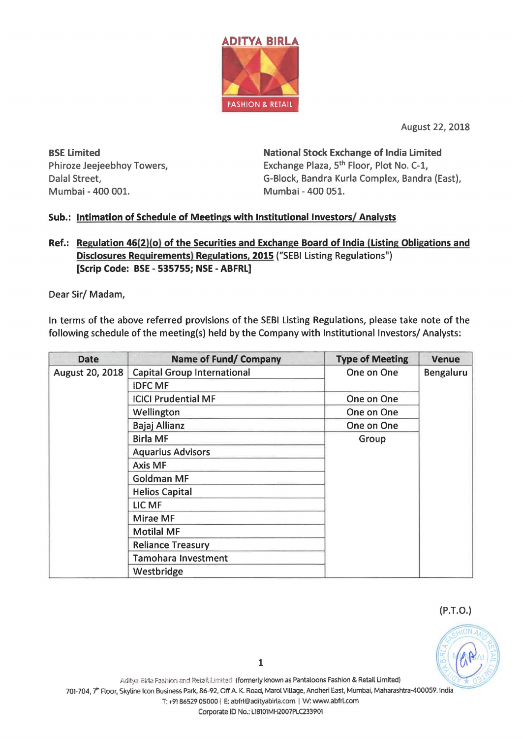ADITYA BIRLA
FASHION & RETAIL

August 22, 2018

**BSE Limited**
Phiroze Jeejeebhoy Towers,
Dalal Street,
Mumbai - 400 001.

**National Stock Exchange of India Limited**
Exchange Plaza, 5th Floor, Plot No. C-1,
G-Block, Bandra Kurla Complex, Bandra (East),
Mumbai - 400 051.

**Sub.: Intimation of Schedule of Meetings with Institutional Investors/ Analysts**

**Ref.: Regulation 46(2)(o) of the Securities and Exchange Board of India (Listing Obligations and Disclosures Requirements) Regulations, 2015** ("SEBI Listing Regulations")
**[Scrip Code: BSE - 535755; NSE - ABFRL]**

Dear Sir/ Madam,

In terms of the above referred provisions of the SEBI Listing Regulations, please take note of the following schedule of the meeting(s) held by the Company with Institutional Investors/ Analysts:

| Date | Name of Fund/ Company | Type of Meeting | Venue |
|---|---|---|---|
| August 20, 2018 | Capital Group International | One on One | Bengaluru |
| | IDFC MF | | |
| | ICICI Prudential MF | One on One | |
| | Wellington | One on One | |
| | Bajaj Allianz | One on One | |
| | Birla MF | Group | |
| | Aquarius Advisors | | |
| | Axis MF | | |
| | Goldman MF | | |
| | Helios Capital | | |
| | LIC MF | | |
| | Mirae MF | | |
| | Motilal MF | | |
| | Reliance Treasury | | |
| | Tamohara Investment | | |
| | Westbridge | | |

(P.T.O.)

Aditya Birla Fashion and Retail Limited (formerly known as Pantaloons Fashion & Retail Limited)
701-704, 7th Floor, Skyline Icon Business Park, 86-92, Off A. K. Road, Marol Village, Andheri East, Mumbai, Maharashtra-400059. India
T: +91 86529 05000 | E: abfrl@adityabirla.com | W: www.abfrl.com
Corporate ID No.: L18101MH2007PLC233901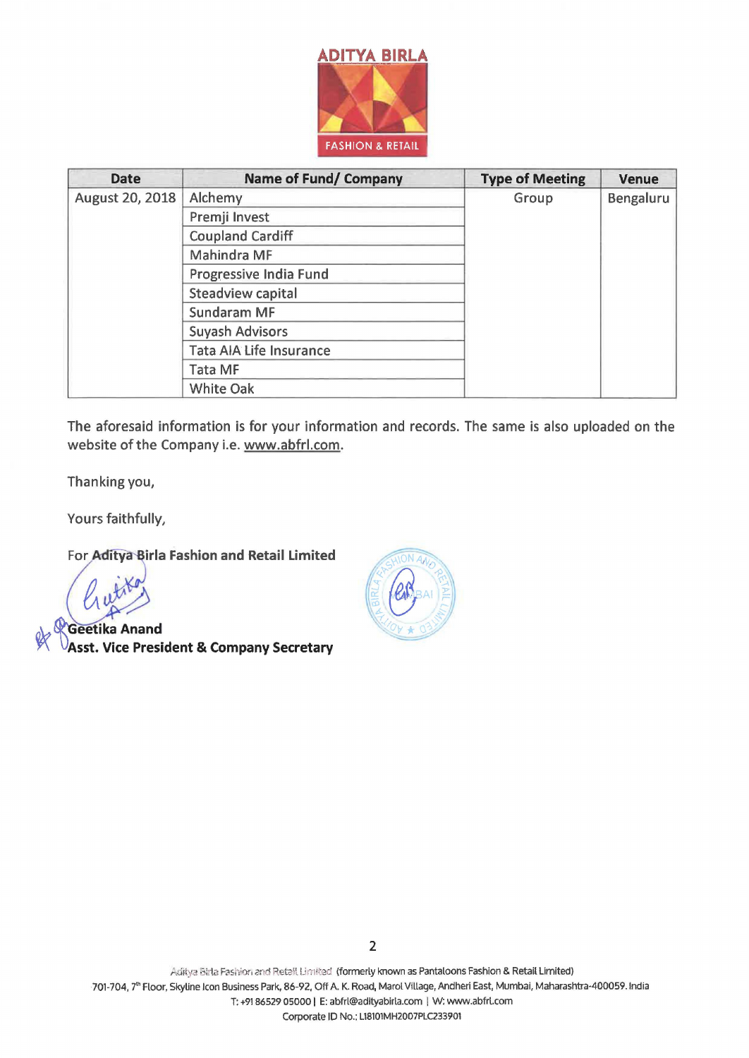| Date | Name of Fund/ Company | Type of Meeting | Venue |
|---|---|---|---|
| August 20, 2018 | Alchemy | Group | Bengaluru |
| | Premji Invest | | |
| | Coupland Cardiff | | |
| | Mahindra MF | | |
| | Progressive India Fund | | |
| | Steadview capital | | |
| | Sundaram MF | | |
| | Suyash Advisors | | |
| | Tata AIA Life Insurance | | |
| | Tata MF | | |
| | White Oak | | |

The aforesaid information is for your information and records. The same is also uploaded on the website of the Company i.e. www.abfrl.com.

Thanking you,

Yours faithfully,

For **Aditya Birla Fashion and Retail Limited**

**Geetika Anand**
**Asst. Vice President & Company Secretary**

Aditya Birla Fashion and Retail Limited (formerly known as Pantaloons Fashion & Retail Limited)
701-704, 7th Floor, Skyline Icon Business Park, 86-92, Off A. K. Road, Marol Village, Andheri East, Mumbai, Maharashtra-400059. India
T: +91 86529 05000 | E: abfrl@adityabirla.com | W: www.abfrl.com
Corporate ID No.: L18101MH2007PLC233901